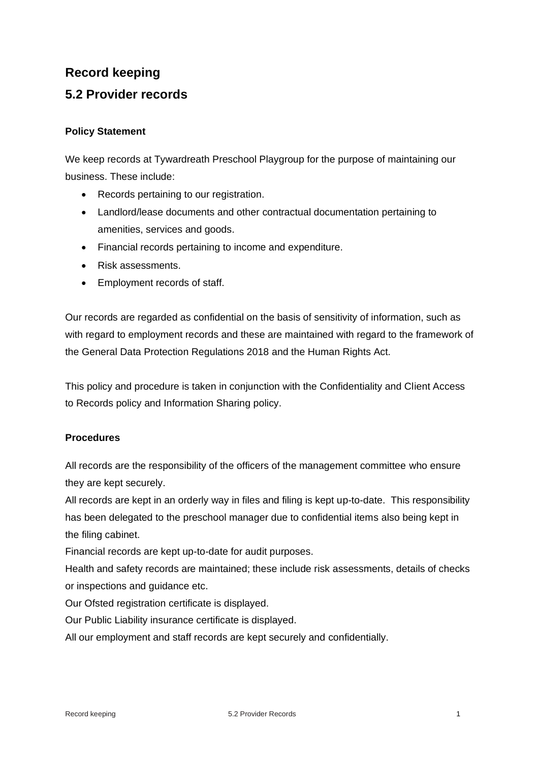## Record keeping

## 5.2 Provider records

**Policy Statement**

We keep records at Tywardreath Preschool Playgroup for the purpose of maintaining our business. These include:

- Records pertaining to our registration.
- Landlord/lease documents and other contractual documentation pertaining to amenities, services and goods.
- Financial records pertaining to income and expenditure.
- Risk assessments.
- Employment records of staff.

Our records are regarded as confidential on the basis of sensitivity of information, such as with regard to employment records and these are maintained with regard to the framework of the General Data Protection Regulations 2018 and the Human Rights Act.

This policy and procedure is taken in conjunction with the Confidentiality and Client Access to Records policy and Information Sharing policy.

**Procedures**

All records are the responsibility of the officers of the management committee who ensure they are kept securely.

All records are kept in an orderly way in files and filing is kept up-to-date. This responsibility has been delegated to the preschool manager due to confidential items also being kept in the filing cabinet.

Financial records are kept up-to-date for audit purposes.

Health and safety records are maintained; these include risk assessments, details of checks or inspections and guidance etc.

Our Ofsted registration certificate is displayed.

Our Public Liability insurance certificate is displayed.

All our employment and staff records are kept securely and confidentially.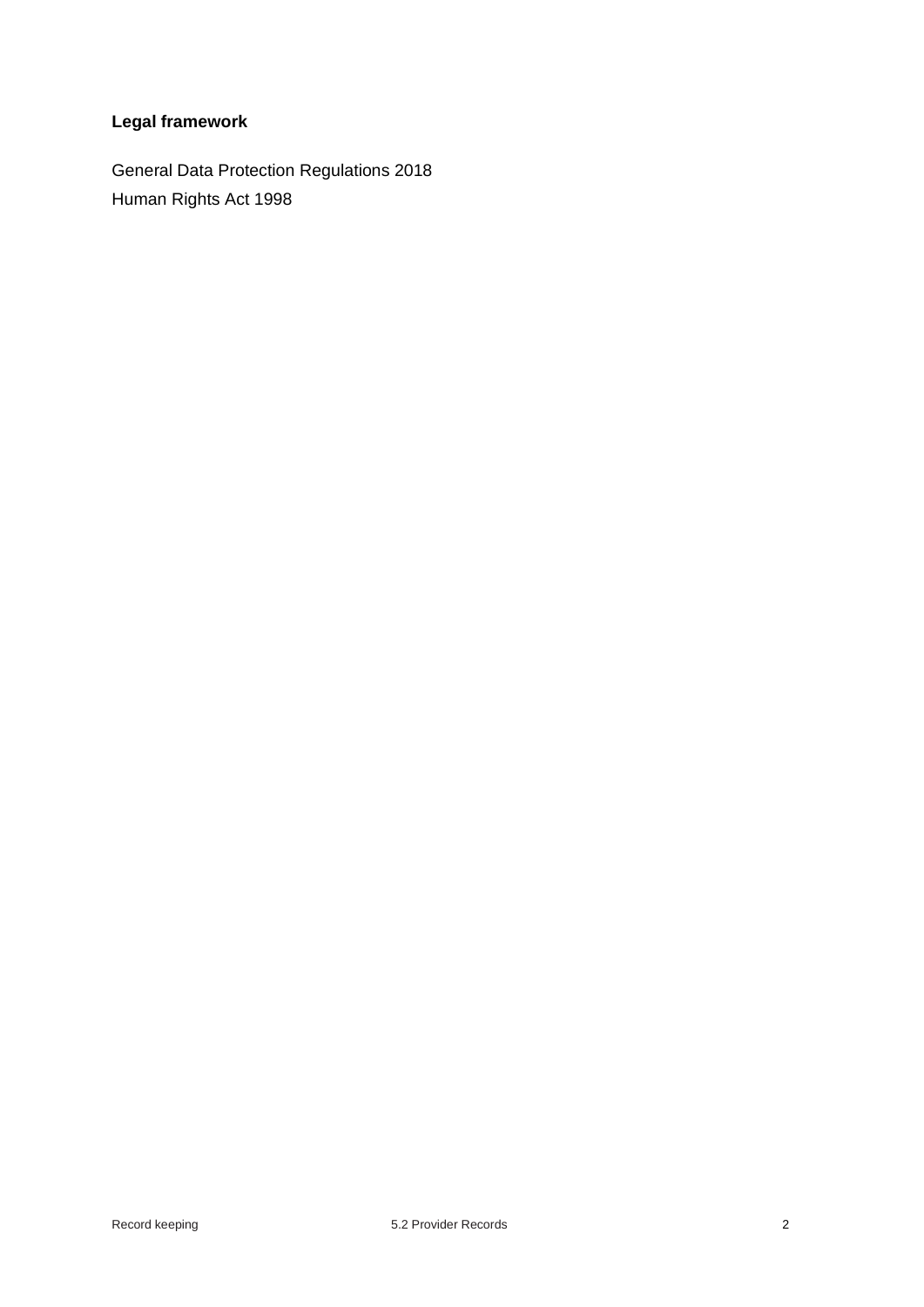**Legal framework**

General Data Protection Regulations 2018
Human Rights Act 1998